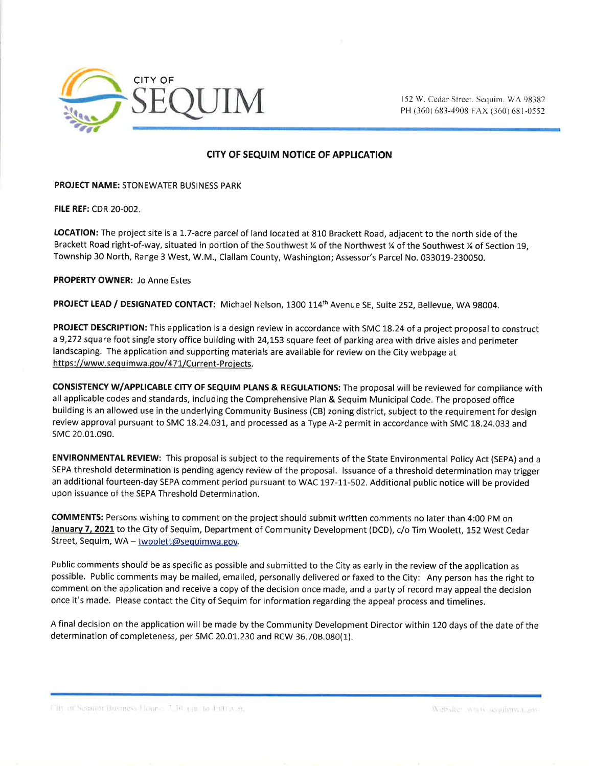CITY OF
# SEQUIM

152 W. Cedar Street, Sequim, WA 98382
PH (360) 683-4908 FAX (360) 681-0552

## CITY OF SEQUIM NOTICE OF APPLICATION

**PROJECT NAME:** STONEWATER BUSINESS PARK

**FILE REF:** CDR 20-002.

**LOCATION:** The project site is a 1.7-acre parcel of land located at 810 Brackett Road, adjacent to the north side of the Brackett Road right-of-way, situated in portion of the Southwest ¼ of the Northwest ¼ of the Southwest ¼ of Section 19, Township 30 North, Range 3 West, W.M., Clallam County, Washington; Assessor's Parcel No. 033019-230050.

**PROPERTY OWNER:** Jo Anne Estes

**PROJECT LEAD / DESIGNATED CONTACT:** Michael Nelson, 1300 114th Avenue SE, Suite 252, Bellevue, WA 98004.

**PROJECT DESCRIPTION:** This application is a design review in accordance with SMC 18.24 of a project proposal to construct a 9,272 square foot single story office building with 24,153 square feet of parking area with drive aisles and perimeter landscaping. The application and supporting materials are available for review on the City webpage at https://www.sequimwa.gov/471/Current-Projects.

**CONSISTENCY W/APPLICABLE CITY OF SEQUIM PLANS & REGULATIONS:** The proposal will be reviewed for compliance with all applicable codes and standards, including the Comprehensive Plan & Sequim Municipal Code. The proposed office building is an allowed use in the underlying Community Business (CB) zoning district, subject to the requirement for design review approval pursuant to SMC 18.24.031, and processed as a Type A-2 permit in accordance with SMC 18.24.033 and SMC 20.01.090.

**ENVIRONMENTAL REVIEW:** This proposal is subject to the requirements of the State Environmental Policy Act (SEPA) and a SEPA threshold determination is pending agency review of the proposal. Issuance of a threshold determination may trigger an additional fourteen-day SEPA comment period pursuant to WAC 197-11-502. Additional public notice will be provided upon issuance of the SEPA Threshold Determination.

**COMMENTS:** Persons wishing to comment on the project should submit written comments no later than 4:00 PM on **January 7, 2021** to the City of Sequim, Department of Community Development (DCD), c/o Tim Woolett, 152 West Cedar Street, Sequim, WA – twoolett@sequimwa.gov.

Public comments should be as specific as possible and submitted to the City as early in the review of the application as possible. Public comments may be mailed, emailed, personally delivered or faxed to the City: Any person has the right to comment on the application and receive a copy of the decision once made, and a party of record may appeal the decision once it's made. Please contact the City of Sequim for information regarding the appeal process and timelines.

A final decision on the application will be made by the Community Development Director within 120 days of the date of the determination of completeness, per SMC 20.01.230 and RCW 36.70B.080(1).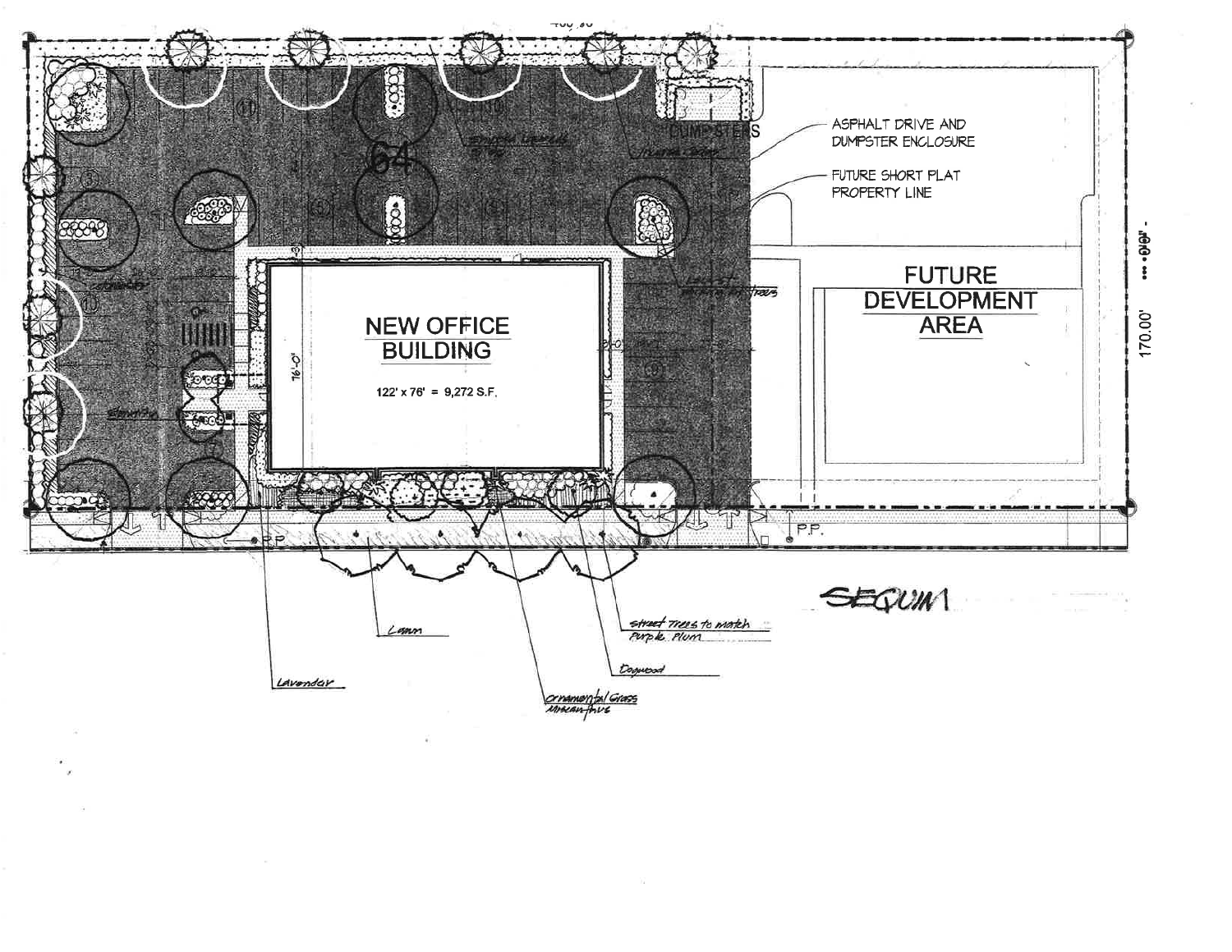ASPHALT DRIVE AND DUMPSTER ENCLOSURE

FUTURE SHORT PLAT PROPERTY LINE

DUMPSTERS

64

NEW OFFICE BUILDING

122' x 76' = 9,272 S.F.

76'-0"

FUTURE DEVELOPMENT AREA

170.00'

P.P.

SEQUIM

Lawn

Lavender

street Trees to match Purple Plum

Dogwood

ornamental Grass Miscanthus